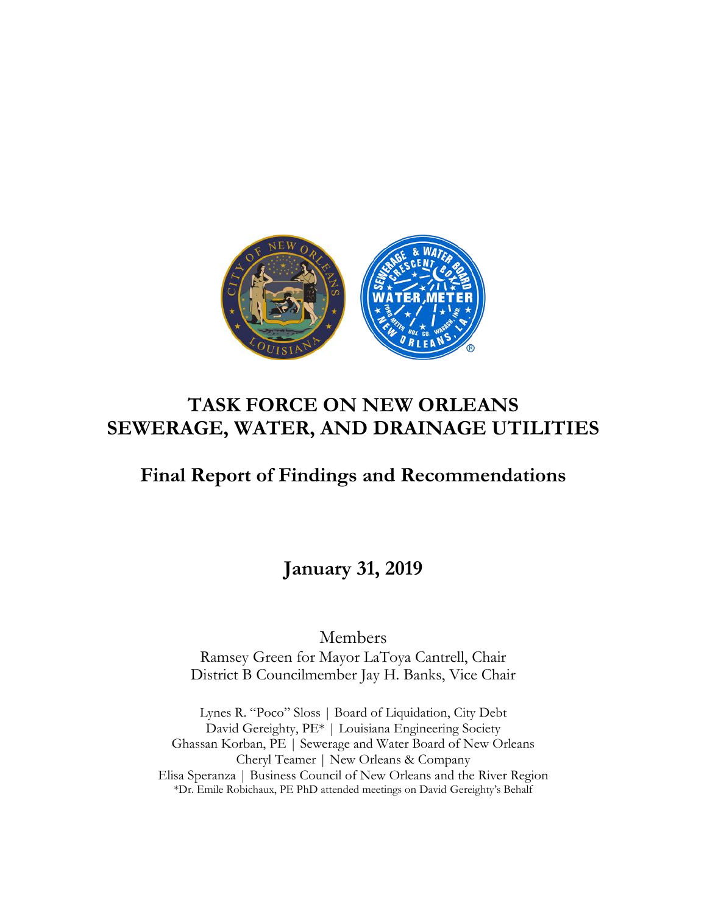# TASK FORCE ON NEW ORLEANS SEWERAGE, WATER, AND DRAINAGE UTILITIES

## Final Report of Findings and Recommendations

## January 31, 2019

Members

Ramsey Green for Mayor LaToya Cantrell, Chair

District B Councilmember Jay H. Banks, Vice Chair

Lynes R. "Poco" Sloss | Board of Liquidation, City Debt

David Gereighty, PE* | Louisiana Engineering Society

Ghassan Korban, PE | Sewerage and Water Board of New Orleans

Cheryl Teamer | New Orleans & Company

Elisa Speranza | Business Council of New Orleans and the River Region

*Dr. Emile Robichaux, PE PhD attended meetings on David Gereighty's Behalf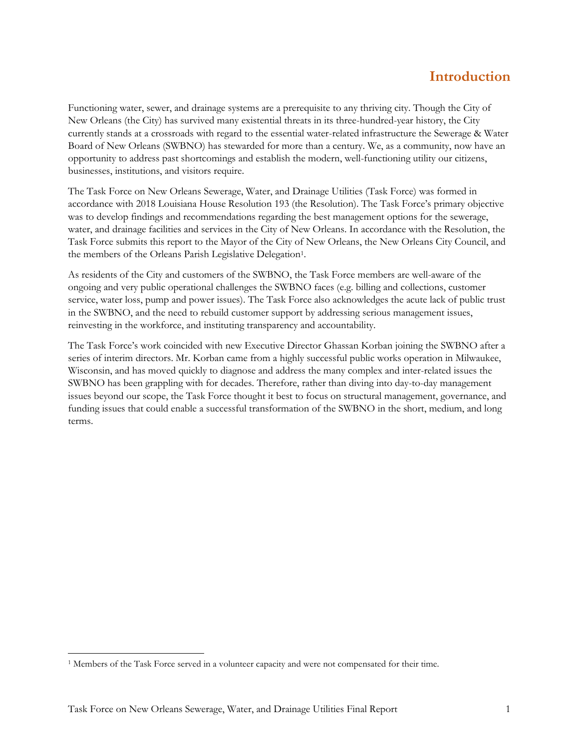# Introduction

Functioning water, sewer, and drainage systems are a prerequisite to any thriving city. Though the City of New Orleans (the City) has survived many existential threats in its three-hundred-year history, the City currently stands at a crossroads with regard to the essential water-related infrastructure the Sewerage & Water Board of New Orleans (SWBNO) has stewarded for more than a century. We, as a community, now have an opportunity to address past shortcomings and establish the modern, well-functioning utility our citizens, businesses, institutions, and visitors require.

The Task Force on New Orleans Sewerage, Water, and Drainage Utilities (Task Force) was formed in accordance with 2018 Louisiana House Resolution 193 (the Resolution). The Task Force's primary objective was to develop findings and recommendations regarding the best management options for the sewerage, water, and drainage facilities and services in the City of New Orleans. In accordance with the Resolution, the Task Force submits this report to the Mayor of the City of New Orleans, the New Orleans City Council, and the members of the Orleans Parish Legislative Delegation[1].

As residents of the City and customers of the SWBNO, the Task Force members are well-aware of the ongoing and very public operational challenges the SWBNO faces (e.g. billing and collections, customer service, water loss, pump and power issues). The Task Force also acknowledges the acute lack of public trust in the SWBNO, and the need to rebuild customer support by addressing serious management issues, reinvesting in the workforce, and instituting transparency and accountability.

The Task Force's work coincided with new Executive Director Ghassan Korban joining the SWBNO after a series of interim directors. Mr. Korban came from a highly successful public works operation in Milwaukee, Wisconsin, and has moved quickly to diagnose and address the many complex and inter-related issues the SWBNO has been grappling with for decades. Therefore, rather than diving into day-to-day management issues beyond our scope, the Task Force thought it best to focus on structural management, governance, and funding issues that could enable a successful transformation of the SWBNO in the short, medium, and long terms.

[1] Members of the Task Force served in a volunteer capacity and were not compensated for their time.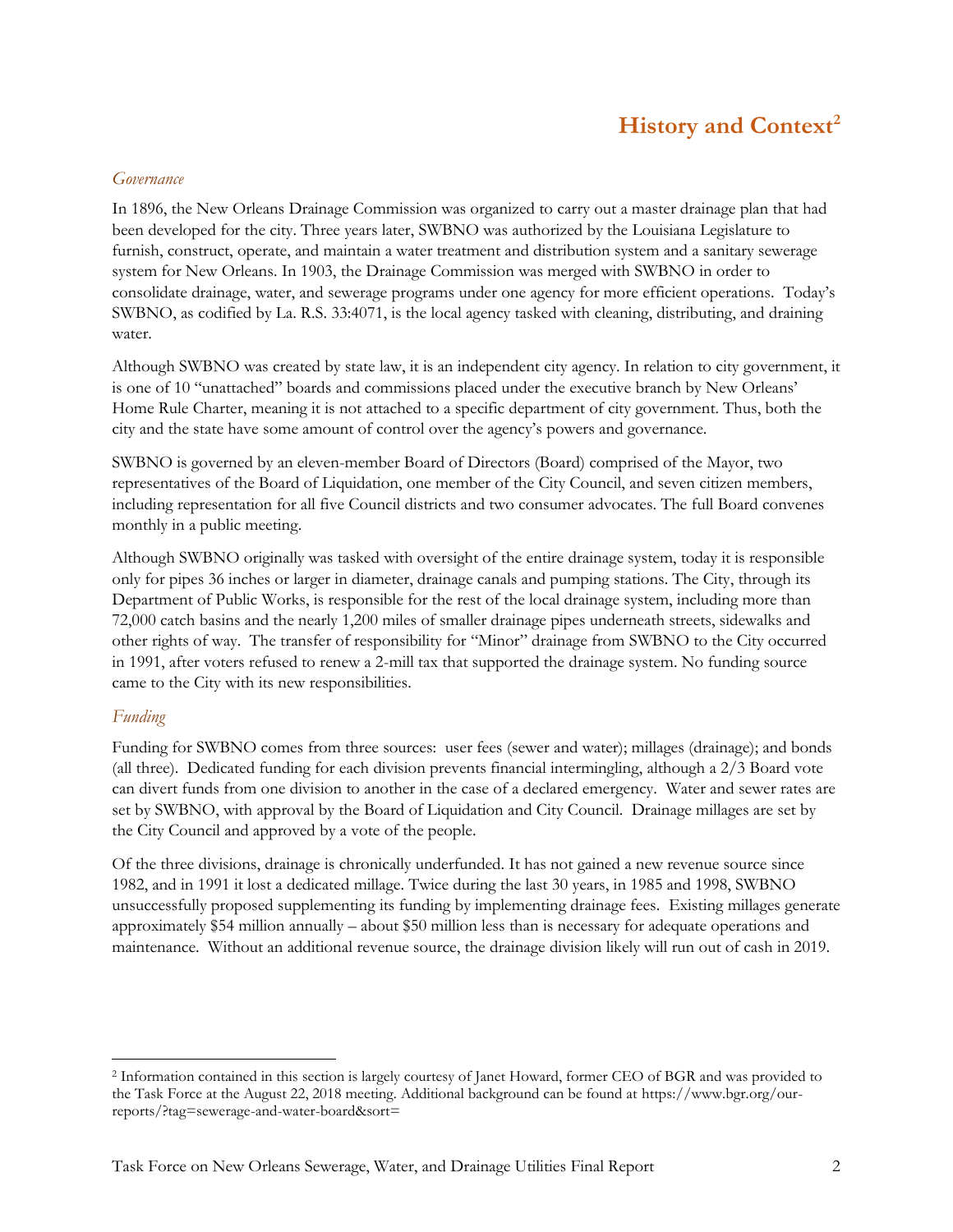# History and Context[2]

*Governance*

In 1896, the New Orleans Drainage Commission was organized to carry out a master drainage plan that had been developed for the city. Three years later, SWBNO was authorized by the Louisiana Legislature to furnish, construct, operate, and maintain a water treatment and distribution system and a sanitary sewerage system for New Orleans. In 1903, the Drainage Commission was merged with SWBNO in order to consolidate drainage, water, and sewerage programs under one agency for more efficient operations. Today's SWBNO, as codified by La. R.S. 33:4071, is the local agency tasked with cleaning, distributing, and draining water.

Although SWBNO was created by state law, it is an independent city agency. In relation to city government, it is one of 10 "unattached" boards and commissions placed under the executive branch by New Orleans' Home Rule Charter, meaning it is not attached to a specific department of city government. Thus, both the city and the state have some amount of control over the agency's powers and governance.

SWBNO is governed by an eleven-member Board of Directors (Board) comprised of the Mayor, two representatives of the Board of Liquidation, one member of the City Council, and seven citizen members, including representation for all five Council districts and two consumer advocates. The full Board convenes monthly in a public meeting.

Although SWBNO originally was tasked with oversight of the entire drainage system, today it is responsible only for pipes 36 inches or larger in diameter, drainage canals and pumping stations. The City, through its Department of Public Works, is responsible for the rest of the local drainage system, including more than 72,000 catch basins and the nearly 1,200 miles of smaller drainage pipes underneath streets, sidewalks and other rights of way. The transfer of responsibility for "Minor" drainage from SWBNO to the City occurred in 1991, after voters refused to renew a 2-mill tax that supported the drainage system. No funding source came to the City with its new responsibilities.

*Funding*

Funding for SWBNO comes from three sources: user fees (sewer and water); millages (drainage); and bonds (all three). Dedicated funding for each division prevents financial intermingling, although a 2/3 Board vote can divert funds from one division to another in the case of a declared emergency. Water and sewer rates are set by SWBNO, with approval by the Board of Liquidation and City Council. Drainage millages are set by the City Council and approved by a vote of the people.

Of the three divisions, drainage is chronically underfunded. It has not gained a new revenue source since 1982, and in 1991 it lost a dedicated millage. Twice during the last 30 years, in 1985 and 1998, SWBNO unsuccessfully proposed supplementing its funding by implementing drainage fees. Existing millages generate approximately $54 million annually – about $50 million less than is necessary for adequate operations and maintenance. Without an additional revenue source, the drainage division likely will run out of cash in 2019.

---

[2] Information contained in this section is largely courtesy of Janet Howard, former CEO of BGR and was provided to the Task Force at the August 22, 2018 meeting. Additional background can be found at https://www.bgr.org/our-reports/?tag=sewerage-and-water-board&sort=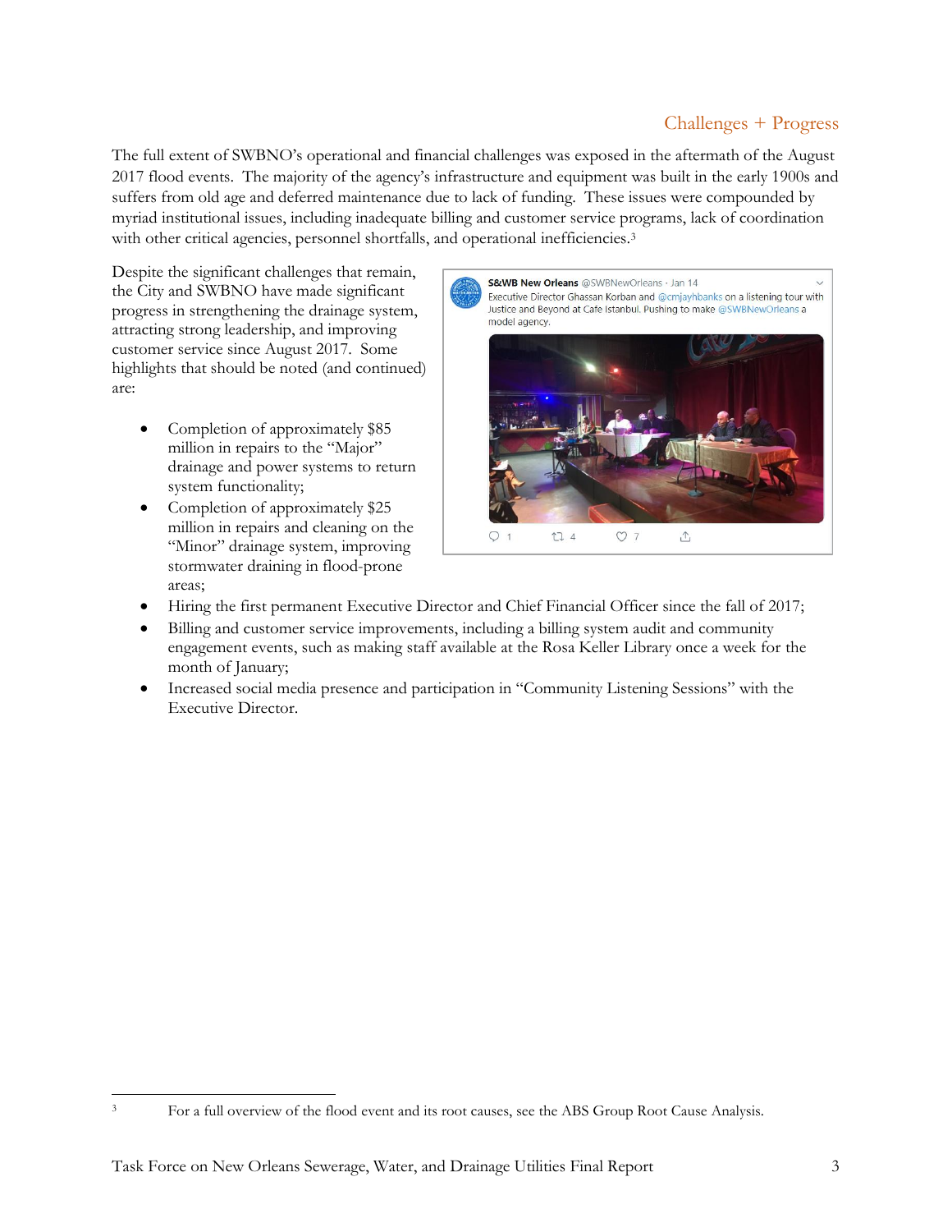## Challenges + Progress

The full extent of SWBNO's operational and financial challenges was exposed in the aftermath of the August 2017 flood events. The majority of the agency's infrastructure and equipment was built in the early 1900s and suffers from old age and deferred maintenance due to lack of funding. These issues were compounded by myriad institutional issues, including inadequate billing and customer service programs, lack of coordination with other critical agencies, personnel shortfalls, and operational inefficiencies.[3]

Despite the significant challenges that remain, the City and SWBNO have made significant progress in strengthening the drainage system, attracting strong leadership, and improving customer service since August 2017. Some highlights that should be noted (and continued) are:

- Completion of approximately $85 million in repairs to the "Major" drainage and power systems to return system functionality;
- Completion of approximately $25 million in repairs and cleaning on the "Minor" drainage system, improving stormwater draining in flood-prone areas;
- Hiring the first permanent Executive Director and Chief Financial Officer since the fall of 2017;
- Billing and customer service improvements, including a billing system audit and community engagement events, such as making staff available at the Rosa Keller Library once a week for the month of January;
- Increased social media presence and participation in "Community Listening Sessions" with the Executive Director.

S&WB New Orleans @SWBNewOrleans · Jan 14
Executive Director Ghassan Korban and @cmjayhbanks on a listening tour with Justice and Beyond at Cafe Istanbul. Pushing to make @SWBNewOrleans a model agency.

---

[3] For a full overview of the flood event and its root causes, see the ABS Group Root Cause Analysis.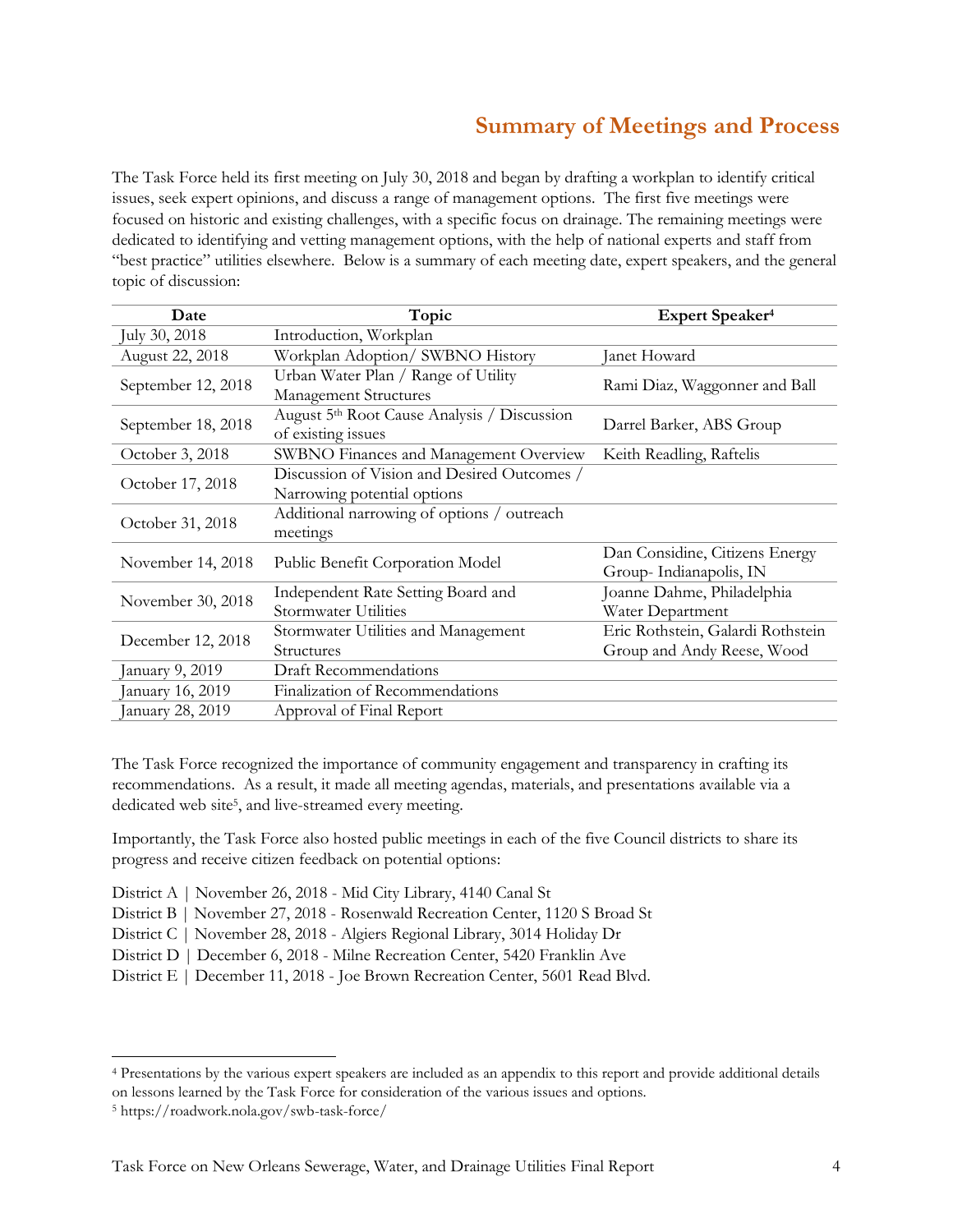## Summary of Meetings and Process

The Task Force held its first meeting on July 30, 2018 and began by drafting a workplan to identify critical issues, seek expert opinions, and discuss a range of management options. The first five meetings were focused on historic and existing challenges, with a specific focus on drainage. The remaining meetings were dedicated to identifying and vetting management options, with the help of national experts and staff from "best practice" utilities elsewhere. Below is a summary of each meeting date, expert speakers, and the general topic of discussion:

| Date | Topic | Expert Speaker[4] |
|---|---|---|
| July 30, 2018 | Introduction, Workplan | |
| August 22, 2018 | Workplan Adoption/ SWBNO History | Janet Howard |
| September 12, 2018 | Urban Water Plan / Range of Utility Management Structures | Rami Diaz, Waggonner and Ball |
| September 18, 2018 | August 5th Root Cause Analysis / Discussion of existing issues | Darrel Barker, ABS Group |
| October 3, 2018 | SWBNO Finances and Management Overview | Keith Readling, Raftelis |
| October 17, 2018 | Discussion of Vision and Desired Outcomes / Narrowing potential options | |
| October 31, 2018 | Additional narrowing of options / outreach meetings | |
| November 14, 2018 | Public Benefit Corporation Model | Dan Considine, Citizens Energy Group- Indianapolis, IN |
| November 30, 2018 | Independent Rate Setting Board and Stormwater Utilities | Joanne Dahme, Philadelphia Water Department |
| December 12, 2018 | Stormwater Utilities and Management Structures | Eric Rothstein, Galardi Rothstein Group and Andy Reese, Wood |
| January 9, 2019 | Draft Recommendations | |
| January 16, 2019 | Finalization of Recommendations | |
| January 28, 2019 | Approval of Final Report | |

The Task Force recognized the importance of community engagement and transparency in crafting its recommendations. As a result, it made all meeting agendas, materials, and presentations available via a dedicated web site[5], and live-streamed every meeting.

Importantly, the Task Force also hosted public meetings in each of the five Council districts to share its progress and receive citizen feedback on potential options:

District A | November 26, 2018 - Mid City Library, 4140 Canal St  
District B | November 27, 2018 - Rosenwald Recreation Center, 1120 S Broad St  
District C | November 28, 2018 - Algiers Regional Library, 3014 Holiday Dr  
District D | December 6, 2018 - Milne Recreation Center, 5420 Franklin Ave  
District E | December 11, 2018 - Joe Brown Recreation Center, 5601 Read Blvd.

---

[4] Presentations by the various expert speakers are included as an appendix to this report and provide additional details on lessons learned by the Task Force for consideration of the various issues and options.

[5] https://roadwork.nola.gov/swb-task-force/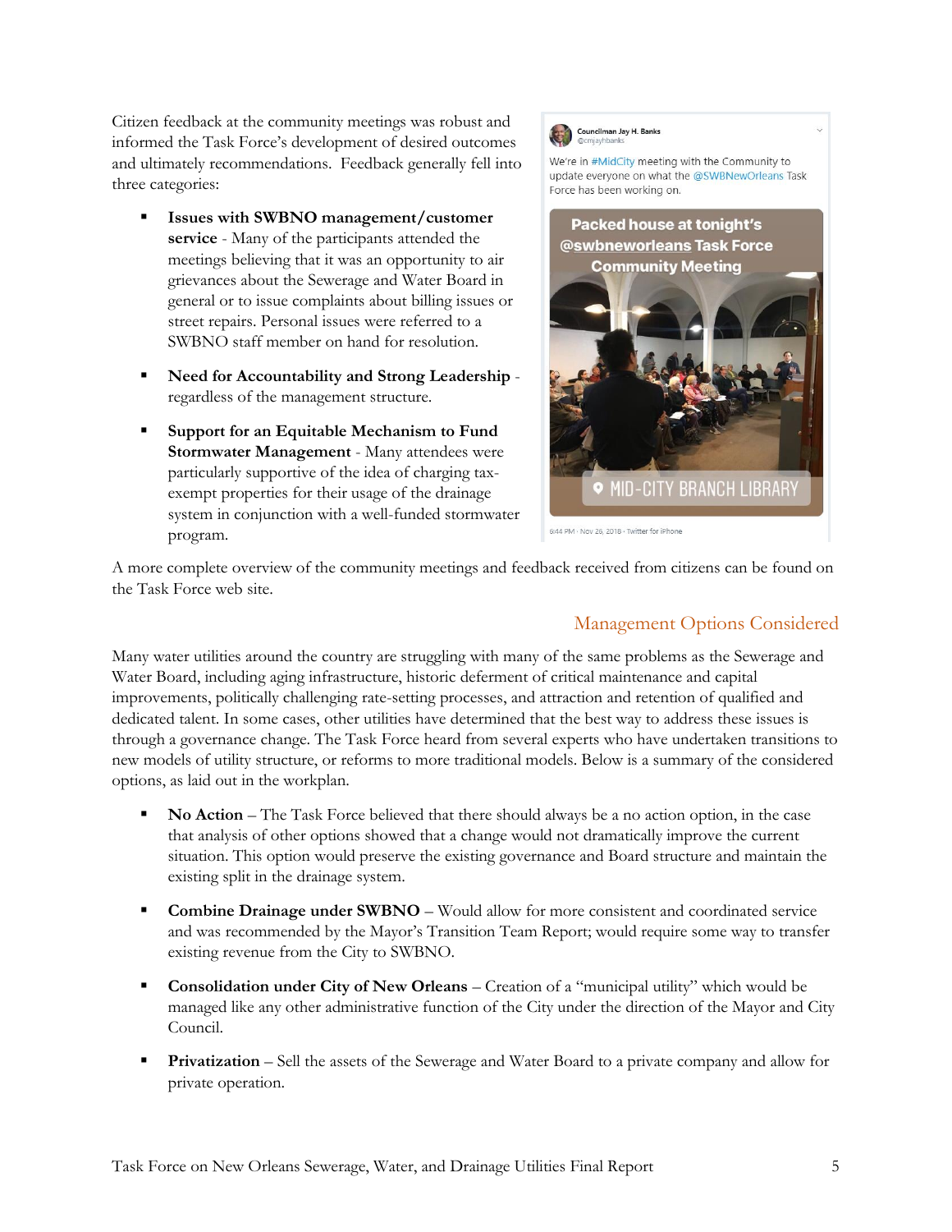Citizen feedback at the community meetings was robust and informed the Task Force's development of desired outcomes and ultimately recommendations. Feedback generally fell into three categories:

- **Issues with SWBNO management/customer service** - Many of the participants attended the meetings believing that it was an opportunity to air grievances about the Sewerage and Water Board in general or to issue complaints about billing issues or street repairs. Personal issues were referred to a SWBNO staff member on hand for resolution.
- **Need for Accountability and Strong Leadership** - regardless of the management structure.
- **Support for an Equitable Mechanism to Fund Stormwater Management** - Many attendees were particularly supportive of the idea of charging tax-exempt properties for their usage of the drainage system in conjunction with a well-funded stormwater program.

A more complete overview of the community meetings and feedback received from citizens can be found on the Task Force web site.

## Management Options Considered

Many water utilities around the country are struggling with many of the same problems as the Sewerage and Water Board, including aging infrastructure, historic deferment of critical maintenance and capital improvements, politically challenging rate-setting processes, and attraction and retention of qualified and dedicated talent. In some cases, other utilities have determined that the best way to address these issues is through a governance change. The Task Force heard from several experts who have undertaken transitions to new models of utility structure, or reforms to more traditional models. Below is a summary of the considered options, as laid out in the workplan.

- **No Action** – The Task Force believed that there should always be a no action option, in the case that analysis of other options showed that a change would not dramatically improve the current situation. This option would preserve the existing governance and Board structure and maintain the existing split in the drainage system.
- **Combine Drainage under SWBNO** – Would allow for more consistent and coordinated service and was recommended by the Mayor's Transition Team Report; would require some way to transfer existing revenue from the City to SWBNO.
- **Consolidation under City of New Orleans** – Creation of a "municipal utility" which would be managed like any other administrative function of the City under the direction of the Mayor and City Council.
- **Privatization** – Sell the assets of the Sewerage and Water Board to a private company and allow for private operation.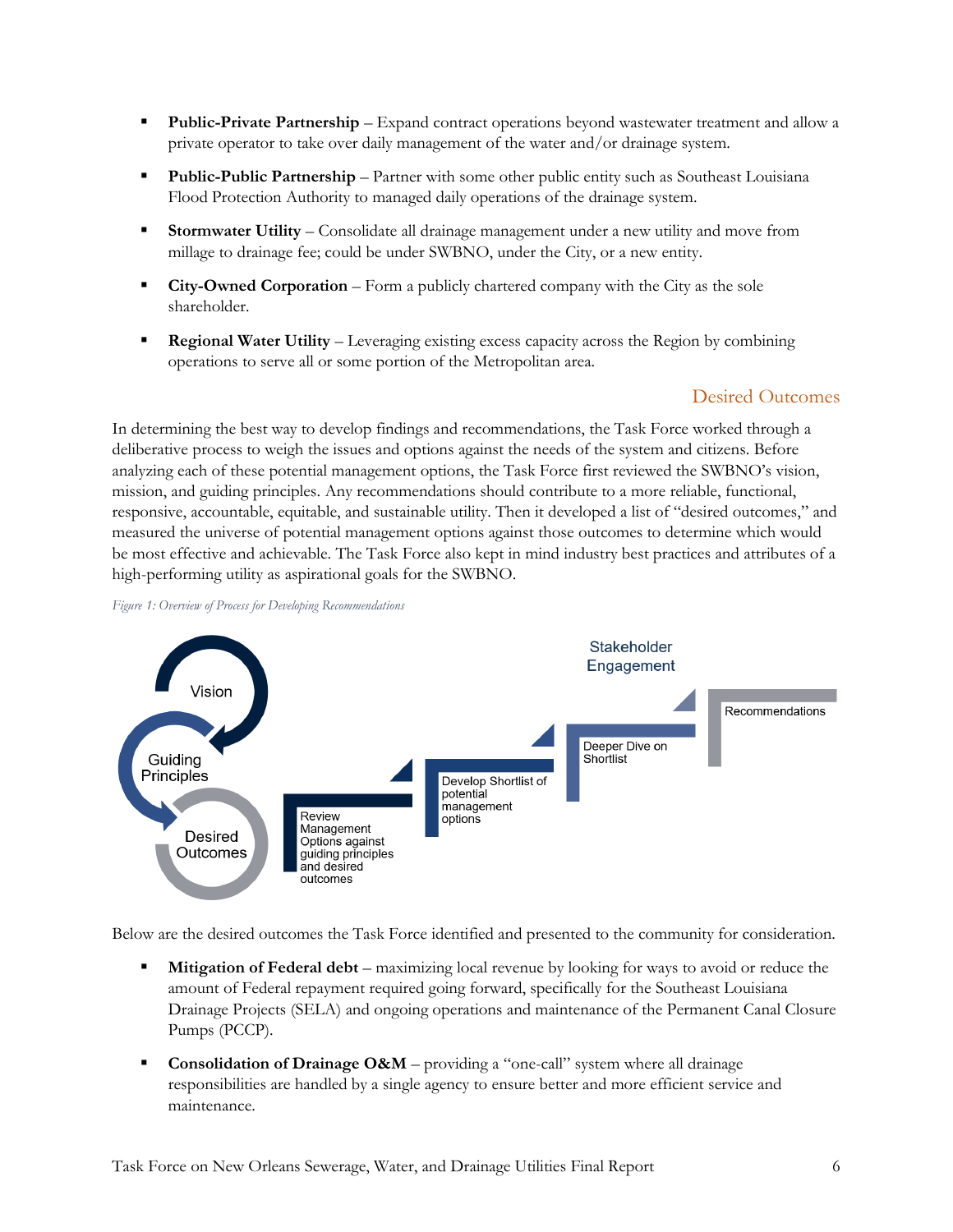- **Public-Private Partnership** – Expand contract operations beyond wastewater treatment and allow a private operator to take over daily management of the water and/or drainage system.
- **Public-Public Partnership** – Partner with some other public entity such as Southeast Louisiana Flood Protection Authority to managed daily operations of the drainage system.
- **Stormwater Utility** – Consolidate all drainage management under a new utility and move from millage to drainage fee; could be under SWBNO, under the City, or a new entity.
- **City-Owned Corporation** – Form a publicly chartered company with the City as the sole shareholder.
- **Regional Water Utility** – Leveraging existing excess capacity across the Region by combining operations to serve all or some portion of the Metropolitan area.

## Desired Outcomes

In determining the best way to develop findings and recommendations, the Task Force worked through a deliberative process to weigh the issues and options against the needs of the system and citizens. Before analyzing each of these potential management options, the Task Force first reviewed the SWBNO's vision, mission, and guiding principles. Any recommendations should contribute to a more reliable, functional, responsive, accountable, equitable, and sustainable utility. Then it developed a list of "desired outcomes," and measured the universe of potential management options against those outcomes to determine which would be most effective and achievable. The Task Force also kept in mind industry best practices and attributes of a high-performing utility as aspirational goals for the SWBNO.

*Figure 1: Overview of Process for Developing Recommendations*

Vision → Guiding Principles → Desired Outcomes → Review Management Options against guiding principles and desired outcomes → Develop Shortlist of potential management options → Deeper Dive on Shortlist → Recommendations (Stakeholder Engagement)

Below are the desired outcomes the Task Force identified and presented to the community for consideration.

- **Mitigation of Federal debt** – maximizing local revenue by looking for ways to avoid or reduce the amount of Federal repayment required going forward, specifically for the Southeast Louisiana Drainage Projects (SELA) and ongoing operations and maintenance of the Permanent Canal Closure Pumps (PCCP).
- **Consolidation of Drainage O&M** – providing a "one-call" system where all drainage responsibilities are handled by a single agency to ensure better and more efficient service and maintenance.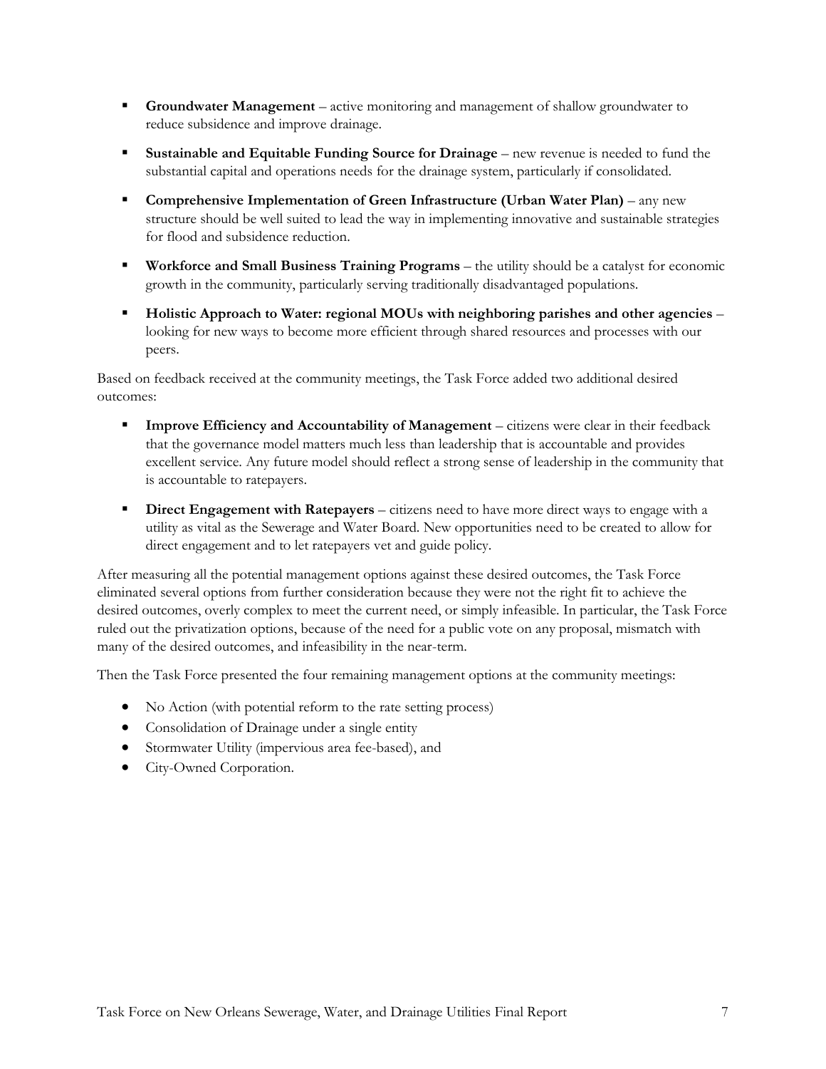- **Groundwater Management** – active monitoring and management of shallow groundwater to reduce subsidence and improve drainage.
- **Sustainable and Equitable Funding Source for Drainage** – new revenue is needed to fund the substantial capital and operations needs for the drainage system, particularly if consolidated.
- **Comprehensive Implementation of Green Infrastructure (Urban Water Plan)** – any new structure should be well suited to lead the way in implementing innovative and sustainable strategies for flood and subsidence reduction.
- **Workforce and Small Business Training Programs** – the utility should be a catalyst for economic growth in the community, particularly serving traditionally disadvantaged populations.
- **Holistic Approach to Water: regional MOUs with neighboring parishes and other agencies** – looking for new ways to become more efficient through shared resources and processes with our peers.

Based on feedback received at the community meetings, the Task Force added two additional desired outcomes:

- **Improve Efficiency and Accountability of Management** – citizens were clear in their feedback that the governance model matters much less than leadership that is accountable and provides excellent service. Any future model should reflect a strong sense of leadership in the community that is accountable to ratepayers.
- **Direct Engagement with Ratepayers** – citizens need to have more direct ways to engage with a utility as vital as the Sewerage and Water Board. New opportunities need to be created to allow for direct engagement and to let ratepayers vet and guide policy.

After measuring all the potential management options against these desired outcomes, the Task Force eliminated several options from further consideration because they were not the right fit to achieve the desired outcomes, overly complex to meet the current need, or simply infeasible. In particular, the Task Force ruled out the privatization options, because of the need for a public vote on any proposal, mismatch with many of the desired outcomes, and infeasibility in the near-term.

Then the Task Force presented the four remaining management options at the community meetings:

- No Action (with potential reform to the rate setting process)
- Consolidation of Drainage under a single entity
- Stormwater Utility (impervious area fee-based), and
- City-Owned Corporation.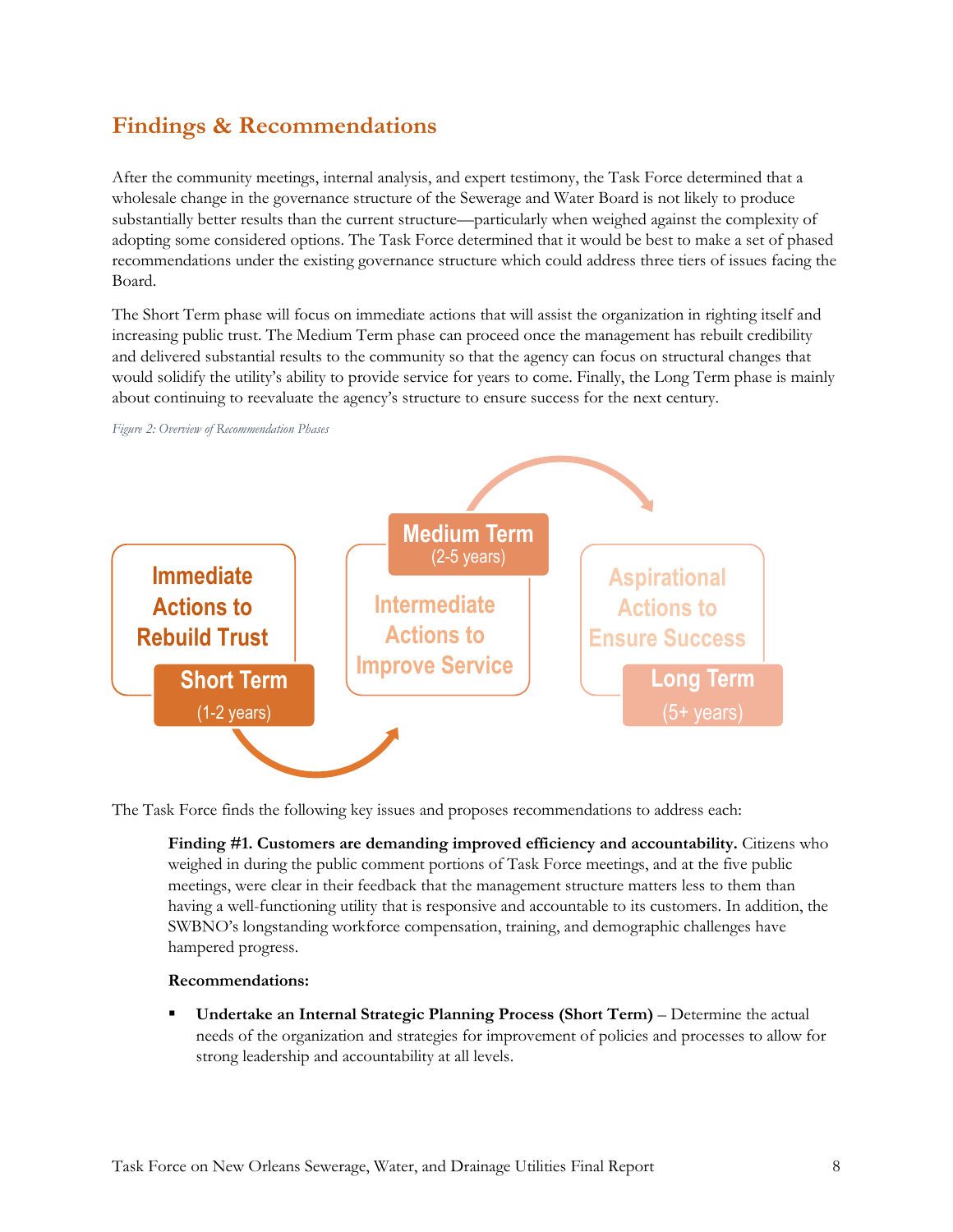## Findings & Recommendations

After the community meetings, internal analysis, and expert testimony, the Task Force determined that a wholesale change in the governance structure of the Sewerage and Water Board is not likely to produce substantially better results than the current structure—particularly when weighed against the complexity of adopting some considered options. The Task Force determined that it would be best to make a set of phased recommendations under the existing governance structure which could address three tiers of issues facing the Board.

The Short Term phase will focus on immediate actions that will assist the organization in righting itself and increasing public trust. The Medium Term phase can proceed once the management has rebuilt credibility and delivered substantial results to the community so that the agency can focus on structural changes that would solidify the utility's ability to provide service for years to come. Finally, the Long Term phase is mainly about continuing to reevaluate the agency's structure to ensure success for the next century.

*Figure 2: Overview of Recommendation Phases*

**Short Term (1-2 years):** Immediate Actions to Rebuild Trust

**Medium Term (2-5 years):** Intermediate Actions to Improve Service

**Long Term (5+ years):** Aspirational Actions to Ensure Success

The Task Force finds the following key issues and proposes recommendations to address each:

> **Finding #1. Customers are demanding improved efficiency and accountability.** Citizens who weighed in during the public comment portions of Task Force meetings, and at the five public meetings, were clear in their feedback that the management structure matters less to them than having a well-functioning utility that is responsive and accountable to its customers. In addition, the SWBNO's longstanding workforce compensation, training, and demographic challenges have hampered progress.
>
> **Recommendations:**
>
> - **Undertake an Internal Strategic Planning Process (Short Term)** – Determine the actual needs of the organization and strategies for improvement of policies and processes to allow for strong leadership and accountability at all levels.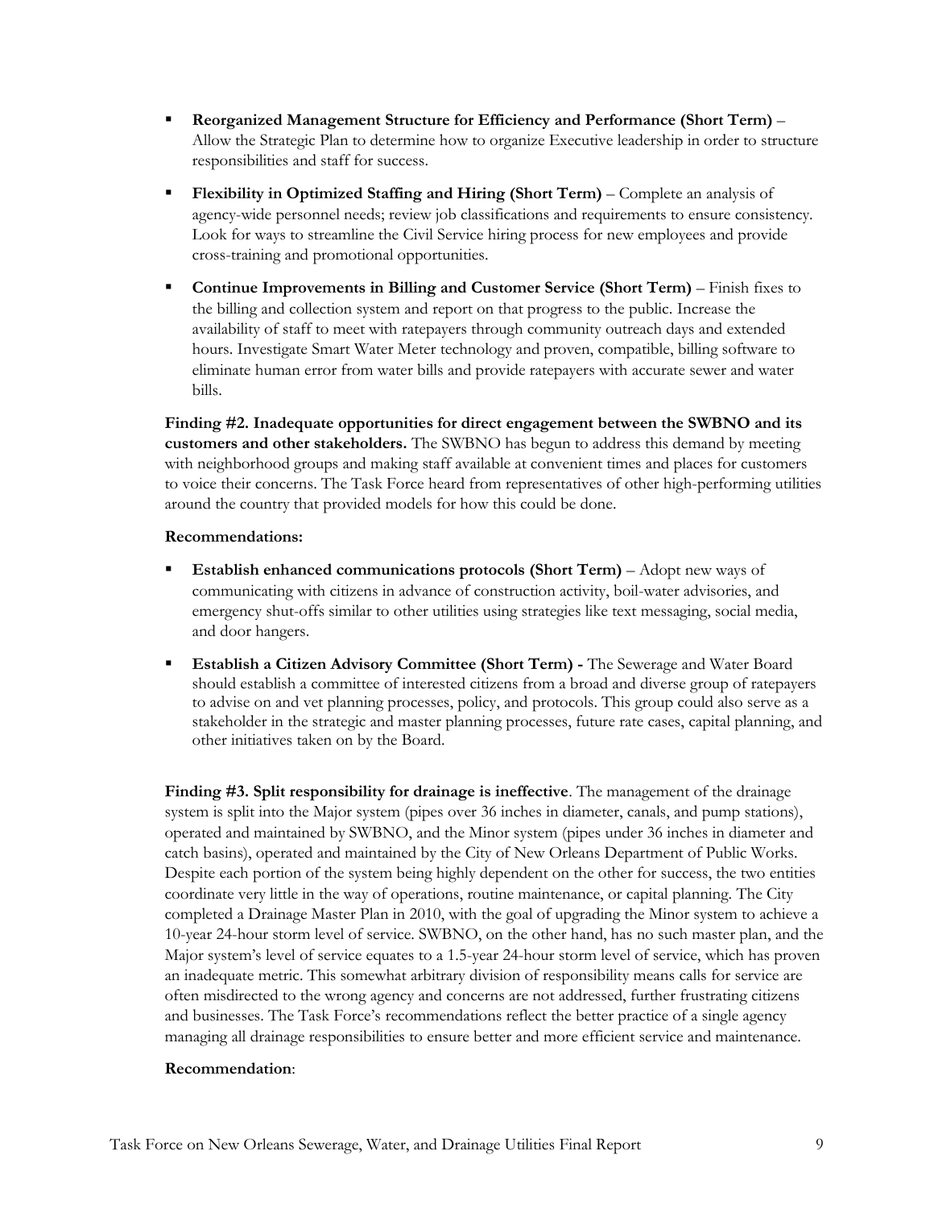- **Reorganized Management Structure for Efficiency and Performance (Short Term)** – Allow the Strategic Plan to determine how to organize Executive leadership in order to structure responsibilities and staff for success.
- **Flexibility in Optimized Staffing and Hiring (Short Term)** – Complete an analysis of agency-wide personnel needs; review job classifications and requirements to ensure consistency. Look for ways to streamline the Civil Service hiring process for new employees and provide cross-training and promotional opportunities.
- **Continue Improvements in Billing and Customer Service (Short Term)** – Finish fixes to the billing and collection system and report on that progress to the public. Increase the availability of staff to meet with ratepayers through community outreach days and extended hours. Investigate Smart Water Meter technology and proven, compatible, billing software to eliminate human error from water bills and provide ratepayers with accurate sewer and water bills.

**Finding #2. Inadequate opportunities for direct engagement between the SWBNO and its customers and other stakeholders.** The SWBNO has begun to address this demand by meeting with neighborhood groups and making staff available at convenient times and places for customers to voice their concerns. The Task Force heard from representatives of other high-performing utilities around the country that provided models for how this could be done.

**Recommendations:**

- **Establish enhanced communications protocols (Short Term)** – Adopt new ways of communicating with citizens in advance of construction activity, boil-water advisories, and emergency shut-offs similar to other utilities using strategies like text messaging, social media, and door hangers.
- **Establish a Citizen Advisory Committee (Short Term) -** The Sewerage and Water Board should establish a committee of interested citizens from a broad and diverse group of ratepayers to advise on and vet planning processes, policy, and protocols. This group could also serve as a stakeholder in the strategic and master planning processes, future rate cases, capital planning, and other initiatives taken on by the Board.

**Finding #3. Split responsibility for drainage is ineffective**. The management of the drainage system is split into the Major system (pipes over 36 inches in diameter, canals, and pump stations), operated and maintained by SWBNO, and the Minor system (pipes under 36 inches in diameter and catch basins), operated and maintained by the City of New Orleans Department of Public Works. Despite each portion of the system being highly dependent on the other for success, the two entities coordinate very little in the way of operations, routine maintenance, or capital planning. The City completed a Drainage Master Plan in 2010, with the goal of upgrading the Minor system to achieve a 10-year 24-hour storm level of service. SWBNO, on the other hand, has no such master plan, and the Major system's level of service equates to a 1.5-year 24-hour storm level of service, which has proven an inadequate metric. This somewhat arbitrary division of responsibility means calls for service are often misdirected to the wrong agency and concerns are not addressed, further frustrating citizens and businesses. The Task Force's recommendations reflect the better practice of a single agency managing all drainage responsibilities to ensure better and more efficient service and maintenance.

**Recommendation**: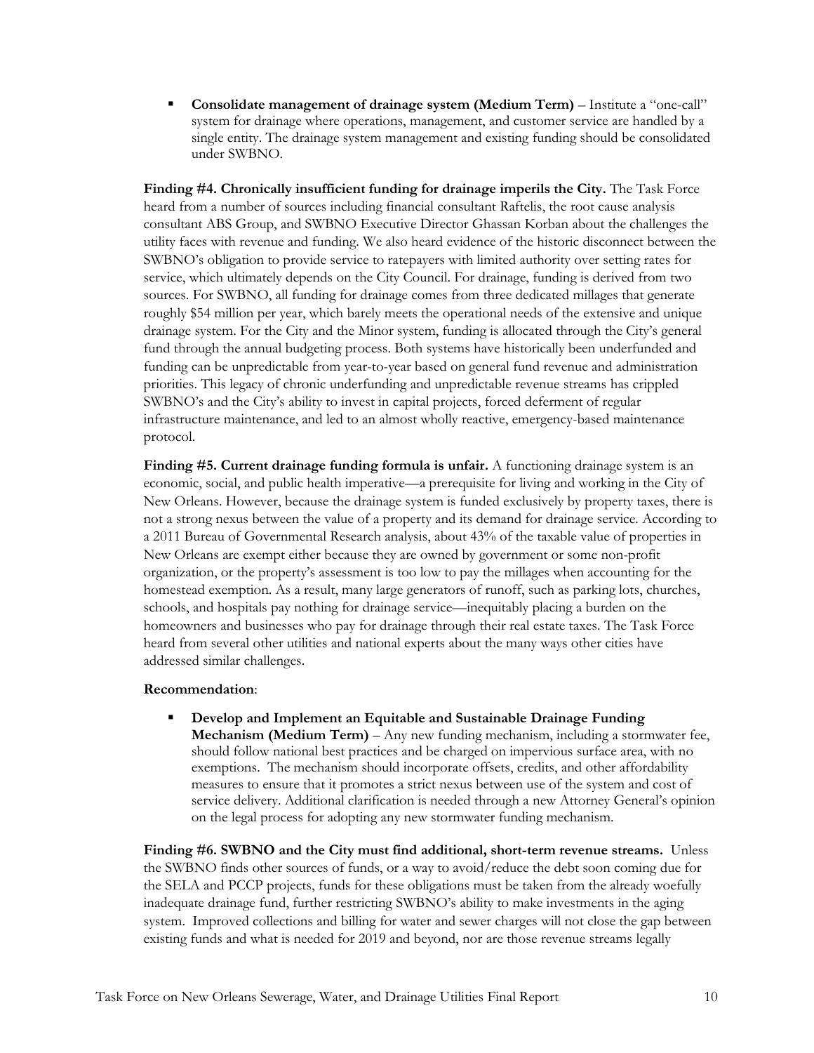- **Consolidate management of drainage system (Medium Term)** – Institute a "one-call" system for drainage where operations, management, and customer service are handled by a single entity. The drainage system management and existing funding should be consolidated under SWBNO.

**Finding #4. Chronically insufficient funding for drainage imperils the City.** The Task Force heard from a number of sources including financial consultant Raftelis, the root cause analysis consultant ABS Group, and SWBNO Executive Director Ghassan Korban about the challenges the utility faces with revenue and funding. We also heard evidence of the historic disconnect between the SWBNO's obligation to provide service to ratepayers with limited authority over setting rates for service, which ultimately depends on the City Council. For drainage, funding is derived from two sources. For SWBNO, all funding for drainage comes from three dedicated millages that generate roughly $54 million per year, which barely meets the operational needs of the extensive and unique drainage system. For the City and the Minor system, funding is allocated through the City's general fund through the annual budgeting process. Both systems have historically been underfunded and funding can be unpredictable from year-to-year based on general fund revenue and administration priorities. This legacy of chronic underfunding and unpredictable revenue streams has crippled SWBNO's and the City's ability to invest in capital projects, forced deferment of regular infrastructure maintenance, and led to an almost wholly reactive, emergency-based maintenance protocol.

**Finding #5. Current drainage funding formula is unfair.** A functioning drainage system is an economic, social, and public health imperative—a prerequisite for living and working in the City of New Orleans. However, because the drainage system is funded exclusively by property taxes, there is not a strong nexus between the value of a property and its demand for drainage service. According to a 2011 Bureau of Governmental Research analysis, about 43% of the taxable value of properties in New Orleans are exempt either because they are owned by government or some non-profit organization, or the property's assessment is too low to pay the millages when accounting for the homestead exemption. As a result, many large generators of runoff, such as parking lots, churches, schools, and hospitals pay nothing for drainage service—inequitably placing a burden on the homeowners and businesses who pay for drainage through their real estate taxes. The Task Force heard from several other utilities and national experts about the many ways other cities have addressed similar challenges.

**Recommendation**:

- **Develop and Implement an Equitable and Sustainable Drainage Funding Mechanism (Medium Term)** – Any new funding mechanism, including a stormwater fee, should follow national best practices and be charged on impervious surface area, with no exemptions. The mechanism should incorporate offsets, credits, and other affordability measures to ensure that it promotes a strict nexus between use of the system and cost of service delivery. Additional clarification is needed through a new Attorney General's opinion on the legal process for adopting any new stormwater funding mechanism.

**Finding #6. SWBNO and the City must find additional, short-term revenue streams.** Unless the SWBNO finds other sources of funds, or a way to avoid/reduce the debt soon coming due for the SELA and PCCP projects, funds for these obligations must be taken from the already woefully inadequate drainage fund, further restricting SWBNO's ability to make investments in the aging system. Improved collections and billing for water and sewer charges will not close the gap between existing funds and what is needed for 2019 and beyond, nor are those revenue streams legally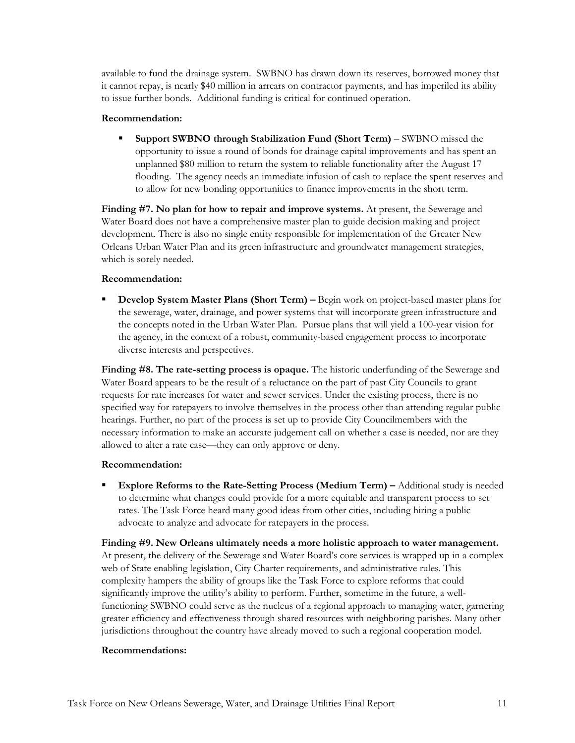available to fund the drainage system. SWBNO has drawn down its reserves, borrowed money that it cannot repay, is nearly $40 million in arrears on contractor payments, and has imperiled its ability to issue further bonds. Additional funding is critical for continued operation.

**Recommendation:**

- **Support SWBNO through Stabilization Fund (Short Term)** – SWBNO missed the opportunity to issue a round of bonds for drainage capital improvements and has spent an unplanned $80 million to return the system to reliable functionality after the August 17 flooding. The agency needs an immediate infusion of cash to replace the spent reserves and to allow for new bonding opportunities to finance improvements in the short term.

**Finding #7. No plan for how to repair and improve systems.** At present, the Sewerage and Water Board does not have a comprehensive master plan to guide decision making and project development. There is also no single entity responsible for implementation of the Greater New Orleans Urban Water Plan and its green infrastructure and groundwater management strategies, which is sorely needed.

**Recommendation:**

- **Develop System Master Plans (Short Term) –** Begin work on project-based master plans for the sewerage, water, drainage, and power systems that will incorporate green infrastructure and the concepts noted in the Urban Water Plan. Pursue plans that will yield a 100-year vision for the agency, in the context of a robust, community-based engagement process to incorporate diverse interests and perspectives.

**Finding #8. The rate-setting process is opaque.** The historic underfunding of the Sewerage and Water Board appears to be the result of a reluctance on the part of past City Councils to grant requests for rate increases for water and sewer services. Under the existing process, there is no specified way for ratepayers to involve themselves in the process other than attending regular public hearings. Further, no part of the process is set up to provide City Councilmembers with the necessary information to make an accurate judgement call on whether a case is needed, nor are they allowed to alter a rate case—they can only approve or deny.

**Recommendation:**

- **Explore Reforms to the Rate-Setting Process (Medium Term) –** Additional study is needed to determine what changes could provide for a more equitable and transparent process to set rates. The Task Force heard many good ideas from other cities, including hiring a public advocate to analyze and advocate for ratepayers in the process.

**Finding #9. New Orleans ultimately needs a more holistic approach to water management.** At present, the delivery of the Sewerage and Water Board's core services is wrapped up in a complex web of State enabling legislation, City Charter requirements, and administrative rules. This complexity hampers the ability of groups like the Task Force to explore reforms that could significantly improve the utility's ability to perform. Further, sometime in the future, a well-functioning SWBNO could serve as the nucleus of a regional approach to managing water, garnering greater efficiency and effectiveness through shared resources with neighboring parishes. Many other jurisdictions throughout the country have already moved to such a regional cooperation model.

**Recommendations:**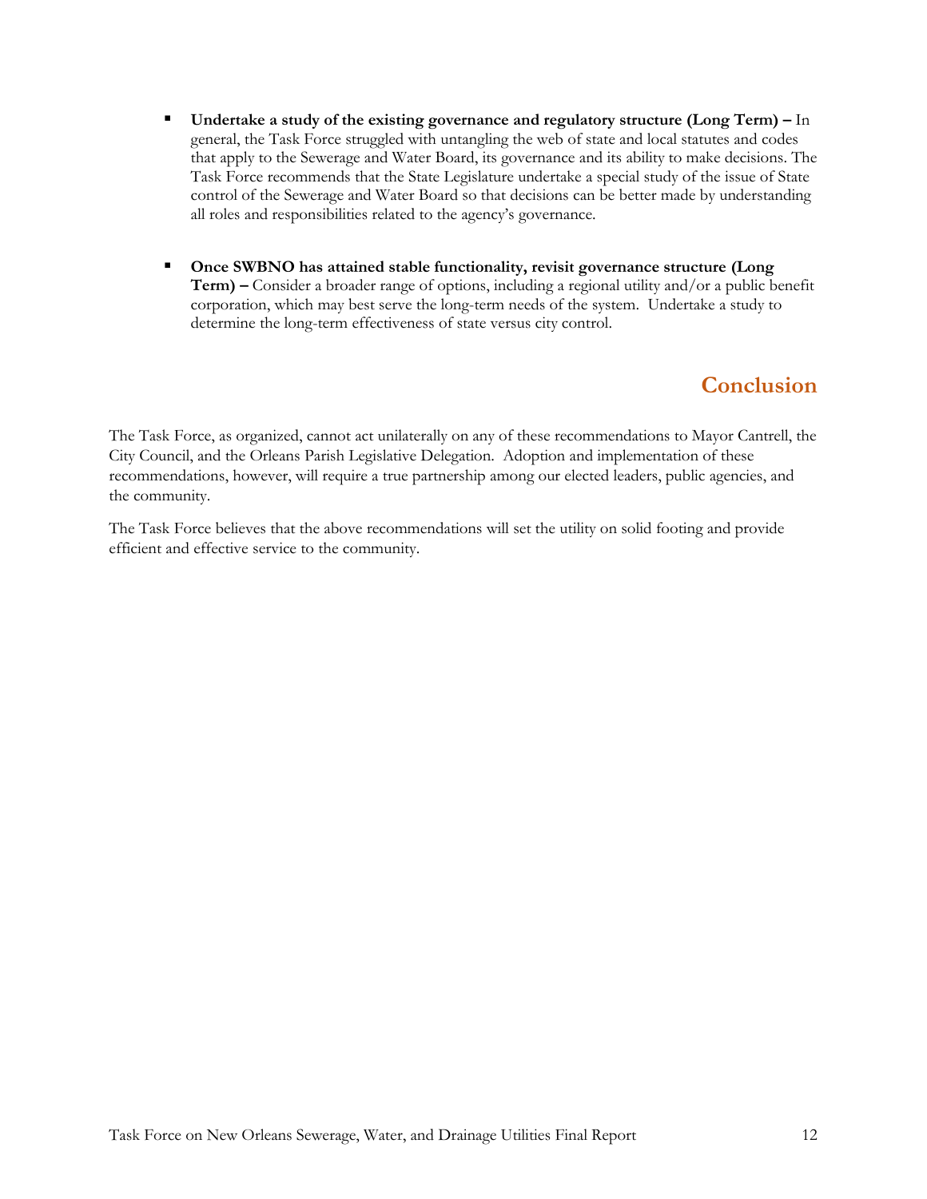- **Undertake a study of the existing governance and regulatory structure (Long Term) –** In general, the Task Force struggled with untangling the web of state and local statutes and codes that apply to the Sewerage and Water Board, its governance and its ability to make decisions. The Task Force recommends that the State Legislature undertake a special study of the issue of State control of the Sewerage and Water Board so that decisions can be better made by understanding all roles and responsibilities related to the agency's governance.

- **Once SWBNO has attained stable functionality, revisit governance structure (Long Term) –** Consider a broader range of options, including a regional utility and/or a public benefit corporation, which may best serve the long-term needs of the system. Undertake a study to determine the long-term effectiveness of state versus city control.

## Conclusion

The Task Force, as organized, cannot act unilaterally on any of these recommendations to Mayor Cantrell, the City Council, and the Orleans Parish Legislative Delegation. Adoption and implementation of these recommendations, however, will require a true partnership among our elected leaders, public agencies, and the community.

The Task Force believes that the above recommendations will set the utility on solid footing and provide efficient and effective service to the community.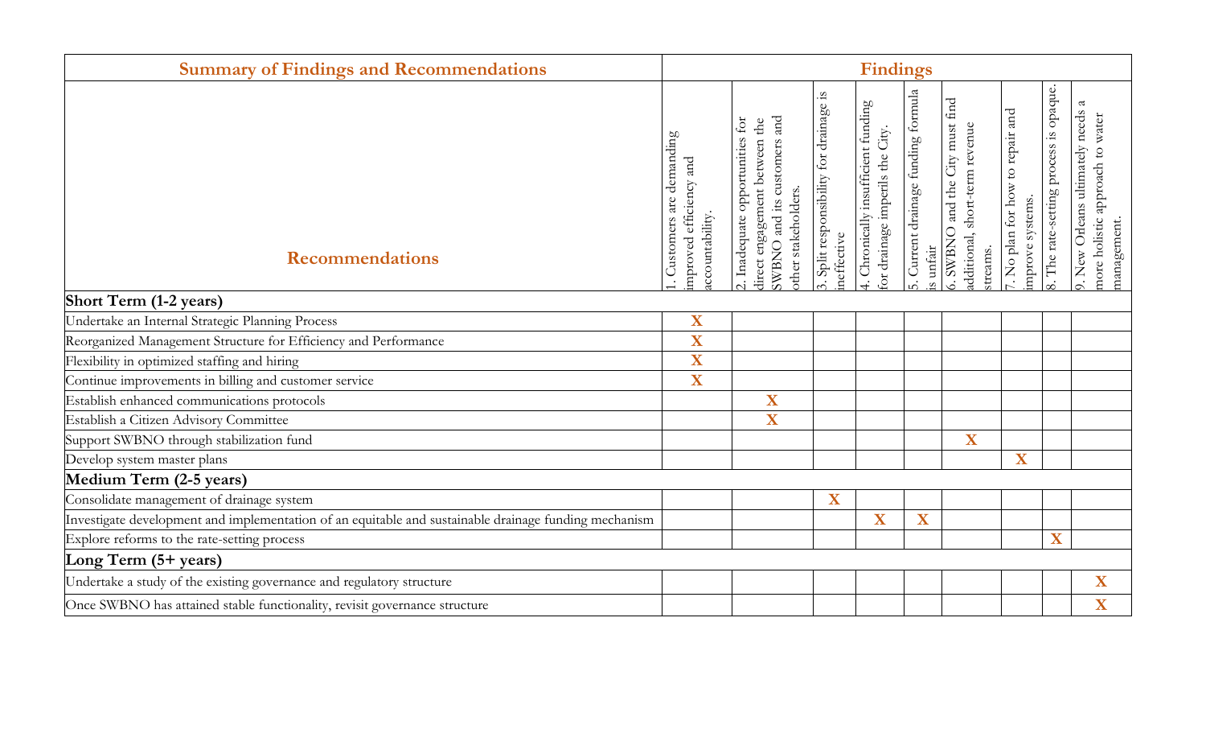| Summary of Findings and Recommendations | Findings | | | | | | | | |
|---|---|---|---|---|---|---|---|---|---|
| Recommendations | 1. Customers are demanding improved efficiency and accountability. | 2. Inadequate opportunities for direct engagement between the SWBNO and its customers and other stakeholders. | 3. Split responsibility for drainage is ineffective | 4. Chronically insufficient funding for drainage imperils the City. | 5. Current drainage funding formula is unfair | 6. SWBNO and the City must find additional, short-term revenue streams. | 7. No plan for how to repair and improve systems. | 8. The rate-setting process is opaque. | 9. New Orleans ultimately needs a more holistic approach to water management. |
| **Short Term (1-2 years)** | | | | | | | | | |
| Undertake an Internal Strategic Planning Process | X | | | | | | | | |
| Reorganized Management Structure for Efficiency and Performance | X | | | | | | | | |
| Flexibility in optimized staffing and hiring | X | | | | | | | | |
| Continue improvements in billing and customer service | X | | | | | | | | |
| Establish enhanced communications protocols | | X | | | | | | | |
| Establish a Citizen Advisory Committee | | X | | | | | | | |
| Support SWBNO through stabilization fund | | | | | | X | | | |
| Develop system master plans | | | | | | | X | | |
| **Medium Term (2-5 years)** | | | | | | | | | |
| Consolidate management of drainage system | | | X | | | | | | |
| Investigate development and implementation of an equitable and sustainable drainage funding mechanism | | | | X | X | | | | |
| Explore reforms to the rate-setting process | | | | | | | | X | |
| **Long Term (5+ years)** | | | | | | | | | |
| Undertake a study of the existing governance and regulatory structure | | | | | | | | | X |
| Once SWBNO has attained stable functionality, revisit governance structure | | | | | | | | | X |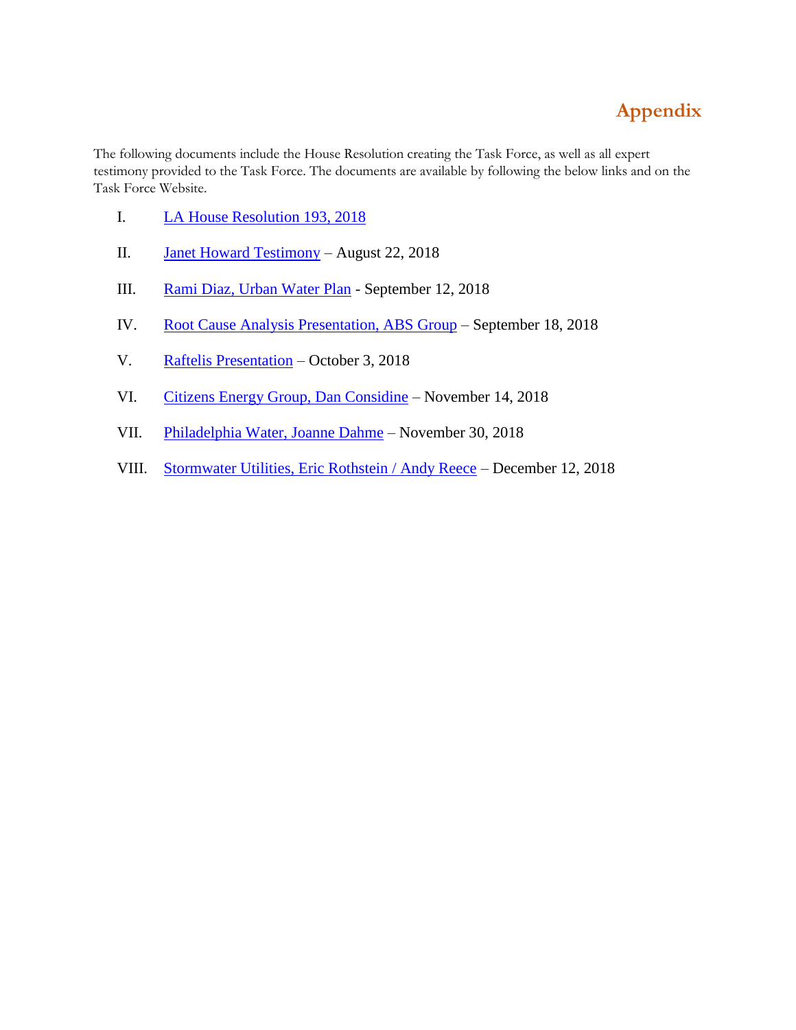# Appendix

The following documents include the House Resolution creating the Task Force, as well as all expert testimony provided to the Task Force. The documents are available by following the below links and on the Task Force Website.

I. LA House Resolution 193, 2018

II. Janet Howard Testimony – August 22, 2018

III. Rami Diaz, Urban Water Plan - September 12, 2018

IV. Root Cause Analysis Presentation, ABS Group – September 18, 2018

V. Raftelis Presentation – October 3, 2018

VI. Citizens Energy Group, Dan Considine – November 14, 2018

VII. Philadelphia Water, Joanne Dahme – November 30, 2018

VIII. Stormwater Utilities, Eric Rothstein / Andy Reece – December 12, 2018